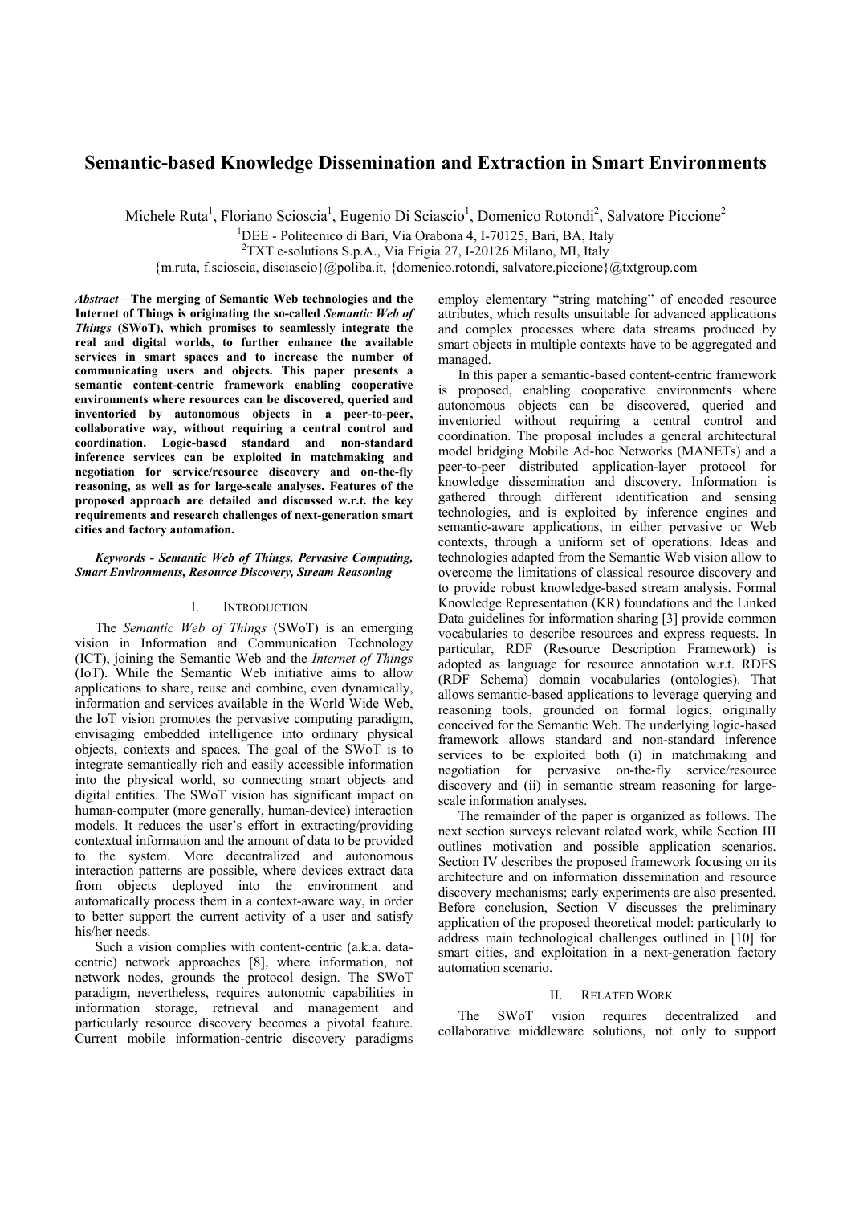// Semantic-based Knowledge Dissemination and Extraction in Smart Environments

Michele Ruta[1], Floriano Scioscia[1], Eugenio Di Sciascio[1], Domenico Rotondi[2], Salvatore Piccione[2]

[1]DEE - Politecnico di Bari, Via Orabona 4, I-70125, Bari, BA, Italy
[2]TXT e-solutions S.p.A., Via Frigia 27, I-20126 Milano, MI, Italy
{m.ruta, f.scioscia, disciascio}@poliba.it, {domenico.rotondi, salvatore.piccione}@txtgroup.com

***Abstract*—The merging of Semantic Web technologies and the Internet of Things is originating the so-called *Semantic Web of Things* (SWoT), which promises to seamlessly integrate the real and digital worlds, to further enhance the available services in smart spaces and to increase the number of communicating users and objects. This paper presents a semantic content-centric framework enabling cooperative environments where resources can be discovered, queried and inventoried by autonomous objects in a peer-to-peer, collaborative way, without requiring a central control and coordination. Logic-based standard and non-standard inference services can be exploited in matchmaking and negotiation for service/resource discovery and on-the-fly reasoning, as well as for large-scale analyses. Features of the proposed approach are detailed and discussed w.r.t. the key requirements and research challenges of next-generation smart cities and factory automation.**

***Keywords - Semantic Web of Things, Pervasive Computing, Smart Environments, Resource Discovery, Stream Reasoning***

## I. Introduction

The *Semantic Web of Things* (SWoT) is an emerging vision in Information and Communication Technology (ICT), joining the Semantic Web and the *Internet of Things* (IoT). While the Semantic Web initiative aims to allow applications to share, reuse and combine, even dynamically, information and services available in the World Wide Web, the IoT vision promotes the pervasive computing paradigm, envisaging embedded intelligence into ordinary physical objects, contexts and spaces. The goal of the SWoT is to integrate semantically rich and easily accessible information into the physical world, so connecting smart objects and digital entities. The SWoT vision has significant impact on human-computer (more generally, human-device) interaction models. It reduces the user's effort in extracting/providing contextual information and the amount of data to be provided to the system. More decentralized and autonomous interaction patterns are possible, where devices extract data from objects deployed into the environment and automatically process them in a context-aware way, in order to better support the current activity of a user and satisfy his/her needs.

Such a vision complies with content-centric (a.k.a. data-centric) network approaches [8], where information, not network nodes, grounds the protocol design. The SWoT paradigm, nevertheless, requires autonomic capabilities in information storage, retrieval and management and particularly resource discovery becomes a pivotal feature. Current mobile information-centric discovery paradigms employ elementary "string matching" of encoded resource attributes, which results unsuitable for advanced applications and complex processes where data streams produced by smart objects in multiple contexts have to be aggregated and managed.

In this paper a semantic-based content-centric framework is proposed, enabling cooperative environments where autonomous objects can be discovered, queried and inventoried without requiring a central control and coordination. The proposal includes a general architectural model bridging Mobile Ad-hoc Networks (MANETs) and a peer-to-peer distributed application-layer protocol for knowledge dissemination and discovery. Information is gathered through different identification and sensing technologies, and is exploited by inference engines and semantic-aware applications, in either pervasive or Web contexts, through a uniform set of operations. Ideas and technologies adapted from the Semantic Web vision allow to overcome the limitations of classical resource discovery and to provide robust knowledge-based stream analysis. Formal Knowledge Representation (KR) foundations and the Linked Data guidelines for information sharing [3] provide common vocabularies to describe resources and express requests. In particular, RDF (Resource Description Framework) is adopted as language for resource annotation w.r.t. RDFS (RDF Schema) domain vocabularies (ontologies). That allows semantic-based applications to leverage querying and reasoning tools, grounded on formal logics, originally conceived for the Semantic Web. The underlying logic-based framework allows standard and non-standard inference services to be exploited both (i) in matchmaking and negotiation for pervasive on-the-fly service/resource discovery and (ii) in semantic stream reasoning for large-scale information analyses.

The remainder of the paper is organized as follows. The next section surveys relevant related work, while Section III outlines motivation and possible application scenarios. Section IV describes the proposed framework focusing on its architecture and on information dissemination and resource discovery mechanisms; early experiments are also presented. Before conclusion, Section V discusses the preliminary application of the proposed theoretical model: particularly to address main technological challenges outlined in [10] for smart cities, and exploitation in a next-generation factory automation scenario.

## II. Related Work

The SWoT vision requires decentralized and collaborative middleware solutions, not only to support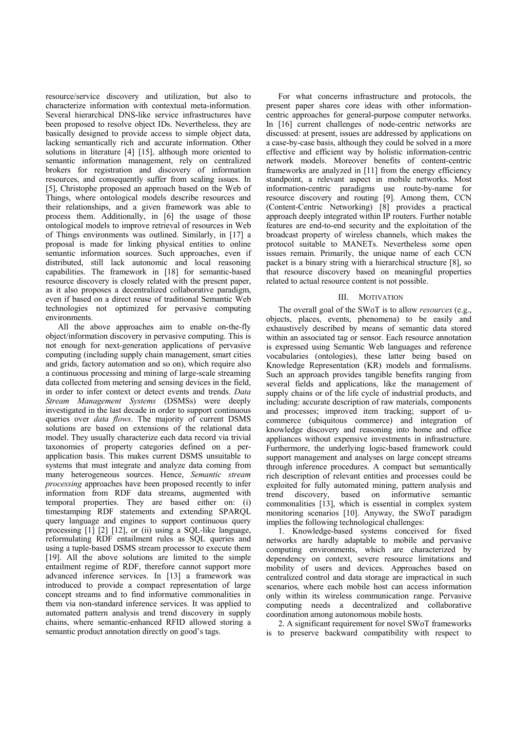resource/service discovery and utilization, but also to characterize information with contextual meta-information. Several hierarchical DNS-like service infrastructures have been proposed to resolve object IDs. Nevertheless, they are basically designed to provide access to simple object data, lacking semantically rich and accurate information. Other solutions in literature [4] [15], although more oriented to semantic information management, rely on centralized brokers for registration and discovery of information resources, and consequently suffer from scaling issues. In [5], Christophe proposed an approach based on the Web of Things, where ontological models describe resources and their relationships, and a given framework was able to process them. Additionally, in [6] the usage of those ontological models to improve retrieval of resources in Web of Things environments was outlined. Similarly, in [17] a proposal is made for linking physical entities to online semantic information sources. Such approaches, even if distributed, still lack autonomic and local reasoning capabilities. The framework in [18] for semantic-based resource discovery is closely related with the present paper, as it also proposes a decentralized collaborative paradigm, even if based on a direct reuse of traditional Semantic Web technologies not optimized for pervasive computing environments.

All the above approaches aim to enable on-the-fly object/information discovery in pervasive computing. This is not enough for next-generation applications of pervasive computing (including supply chain management, smart cities and grids, factory automation and so on), which require also a continuous processing and mining of large-scale streaming data collected from metering and sensing devices in the field, in order to infer context or detect events and trends. *Data Stream Management Systems* (DSMSs) were deeply investigated in the last decade in order to support continuous queries over *data flows*. The majority of current DSMS solutions are based on extensions of the relational data model. They usually characterize each data record via trivial taxonomies of property categories defined on a per-application basis. This makes current DSMS unsuitable to systems that must integrate and analyze data coming from many heterogeneous sources. Hence, *Semantic stream processing* approaches have been proposed recently to infer information from RDF data streams, augmented with temporal properties. They are based either on: (i) timestamping RDF statements and extending SPARQL query language and engines to support continuous query processing [1] [2] [12], or (ii) using a SQL-like language, reformulating RDF entailment rules as SQL queries and using a tuple-based DSMS stream processor to execute them [19]. All the above solutions are limited to the simple entailment regime of RDF, therefore cannot support more advanced inference services. In [13] a framework was introduced to provide a compact representation of large concept streams and to find informative commonalities in them via non-standard inference services. It was applied to automated pattern analysis and trend discovery in supply chains, where semantic-enhanced RFID allowed storing a semantic product annotation directly on good's tags.

For what concerns infrastructure and protocols, the present paper shares core ideas with other information-centric approaches for general-purpose computer networks. In [16] current challenges of node-centric networks are discussed: at present, issues are addressed by applications on a case-by-case basis, although they could be solved in a more effective and efficient way by holistic information-centric network models. Moreover benefits of content-centric frameworks are analyzed in [11] from the energy efficiency standpoint, a relevant aspect in mobile networks. Most information-centric paradigms use route-by-name for resource discovery and routing [9]. Among them, CCN (Content-Centric Networking) [8] provides a practical approach deeply integrated within IP routers. Further notable features are end-to-end security and the exploitation of the broadcast property of wireless channels, which makes the protocol suitable to MANETs. Nevertheless some open issues remain. Primarily, the unique name of each CCN packet is a binary string with a hierarchical structure [8], so that resource discovery based on meaningful properties related to actual resource content is not possible.

## III. Motivation

The overall goal of the SWoT is to allow *resources* (e.g., objects, places, events, phenomena) to be easily and exhaustively described by means of semantic data stored within an associated tag or sensor. Each resource annotation is expressed using Semantic Web languages and reference vocabularies (ontologies), these latter being based on Knowledge Representation (KR) models and formalisms. Such an approach provides tangible benefits ranging from several fields and applications, like the management of supply chains or of the life cycle of industrial products, and including: accurate description of raw materials, components and processes; improved item tracking; support of u-commerce (ubiquitous commerce) and integration of knowledge discovery and reasoning into home and office appliances without expensive investments in infrastructure. Furthermore, the underlying logic-based framework could support management and analyses on large concept streams through inference procedures. A compact but semantically rich description of relevant entities and processes could be exploited for fully automated mining, pattern analysis and trend discovery, based on informative semantic commonalities [13], which is essential in complex system monitoring scenarios [10]. Anyway, the SWoT paradigm implies the following technological challenges:

1. Knowledge-based systems conceived for fixed networks are hardly adaptable to mobile and pervasive computing environments, which are characterized by dependency on context, severe resource limitations and mobility of users and devices. Approaches based on centralized control and data storage are impractical in such scenarios, where each mobile host can access information only within its wireless communication range. Pervasive computing needs a decentralized and collaborative coordination among autonomous mobile hosts.

2. A significant requirement for novel SWoT frameworks is to preserve backward compatibility with respect to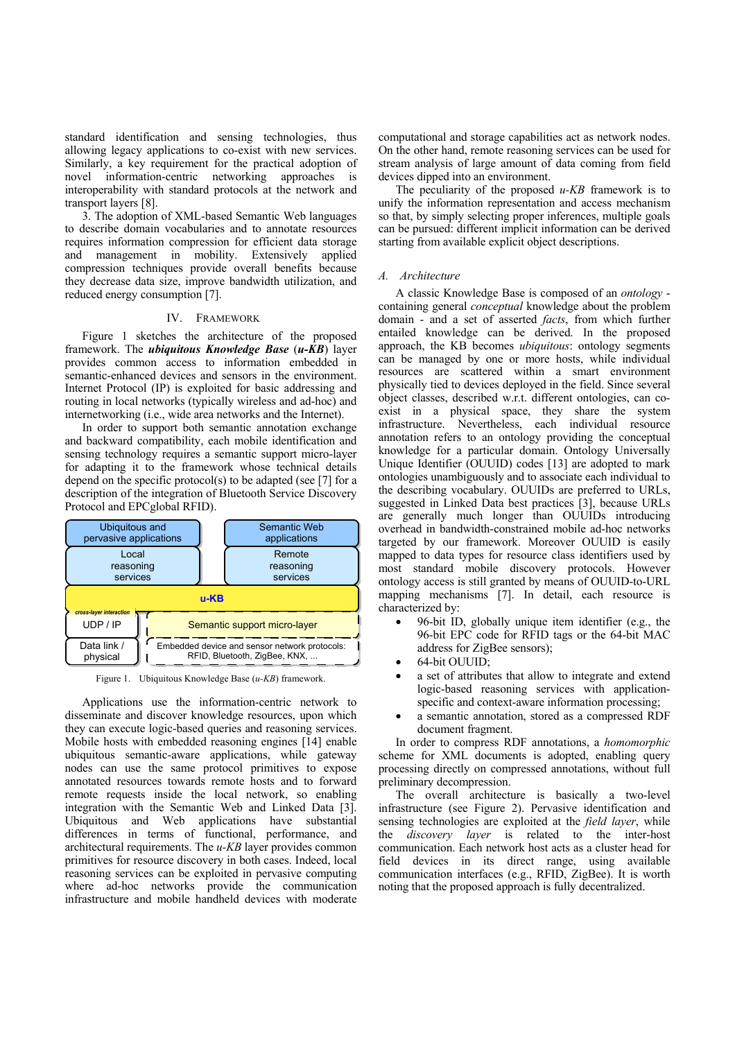standard identification and sensing technologies, thus allowing legacy applications to co-exist with new services. Similarly, a key requirement for the practical adoption of novel information-centric networking approaches is interoperability with standard protocols at the network and transport layers [8].

3. The adoption of XML-based Semantic Web languages to describe domain vocabularies and to annotate resources requires information compression for efficient data storage and management in mobility. Extensively applied compression techniques provide overall benefits because they decrease data size, improve bandwidth utilization, and reduced energy consumption [7].

## IV. Framework

Figure 1 sketches the architecture of the proposed framework. The ***ubiquitous Knowledge Base*** (***u-KB***) layer provides common access to information embedded in semantic-enhanced devices and sensors in the environment. Internet Protocol (IP) is exploited for basic addressing and routing in local networks (typically wireless and ad-hoc) and internetworking (i.e., wide area networks and the Internet).

In order to support both semantic annotation exchange and backward compatibility, each mobile identification and sensing technology requires a semantic support micro-layer for adapting it to the framework whose technical details depend on the specific protocol(s) to be adapted (see [7] for a description of the integration of Bluetooth Service Discovery Protocol and EPCglobal RFID).

| Ubiquitous and pervasive applications | | Semantic Web applications |
|---|---|---|
| Local reasoning services | | Remote reasoning services |
| u-KB | | |
| cross-layer interaction: UDP / IP | Semantic support micro-layer | |
| Data link / physical | Embedded device and sensor network protocols: RFID, Bluetooth, ZigBee, KNX, ... | |

Figure 1. Ubiquitous Knowledge Base (*u-KB*) framework.

Applications use the information-centric network to disseminate and discover knowledge resources, upon which they can execute logic-based queries and reasoning services. Mobile hosts with embedded reasoning engines [14] enable ubiquitous semantic-aware applications, while gateway nodes can use the same protocol primitives to expose annotated resources towards remote hosts and to forward remote requests inside the local network, so enabling integration with the Semantic Web and Linked Data [3]. Ubiquitous and Web applications have substantial differences in terms of functional, performance, and architectural requirements. The *u-KB* layer provides common primitives for resource discovery in both cases. Indeed, local reasoning services can be exploited in pervasive computing where ad-hoc networks provide the communication infrastructure and mobile handheld devices with moderate computational and storage capabilities act as network nodes. On the other hand, remote reasoning services can be used for stream analysis of large amount of data coming from field devices dipped into an environment.

The peculiarity of the proposed *u-KB* framework is to unify the information representation and access mechanism so that, by simply selecting proper inferences, multiple goals can be pursued: different implicit information can be derived starting from available explicit object descriptions.

### A. Architecture

A classic Knowledge Base is composed of an *ontology* - containing general *conceptual* knowledge about the problem domain - and a set of asserted *facts*, from which further entailed knowledge can be derived. In the proposed approach, the KB becomes *ubiquitous*: ontology segments can be managed by one or more hosts, while individual resources are scattered within a smart environment physically tied to devices deployed in the field. Since several object classes, described w.r.t. different ontologies, can co-exist in a physical space, they share the system infrastructure. Nevertheless, each individual resource annotation refers to an ontology providing the conceptual knowledge for a particular domain. Ontology Universally Unique Identifier (OUUID) codes [13] are adopted to mark ontologies unambiguously and to associate each individual to the describing vocabulary. OUUIDs are preferred to URLs, suggested in Linked Data best practices [3], because URLs are generally much longer than OUUIDs introducing overhead in bandwidth-constrained mobile ad-hoc networks targeted by our framework. Moreover OUUID is easily mapped to data types for resource class identifiers used by most standard mobile discovery protocols. However ontology access is still granted by means of OUUID-to-URL mapping mechanisms [7]. In detail, each resource is characterized by:

- 96-bit ID, globally unique item identifier (e.g., the 96-bit EPC code for RFID tags or the 64-bit MAC address for ZigBee sensors);
- 64-bit OUUID;
- a set of attributes that allow to integrate and extend logic-based reasoning services with application-specific and context-aware information processing;
- a semantic annotation, stored as a compressed RDF document fragment.

In order to compress RDF annotations, a *homomorphic* scheme for XML documents is adopted, enabling query processing directly on compressed annotations, without full preliminary decompression.

The overall architecture is basically a two-level infrastructure (see Figure 2). Pervasive identification and sensing technologies are exploited at the *field layer*, while the *discovery layer* is related to the inter-host communication. Each network host acts as a cluster head for field devices in its direct range, using available communication interfaces (e.g., RFID, ZigBee). It is worth noting that the proposed approach is fully decentralized.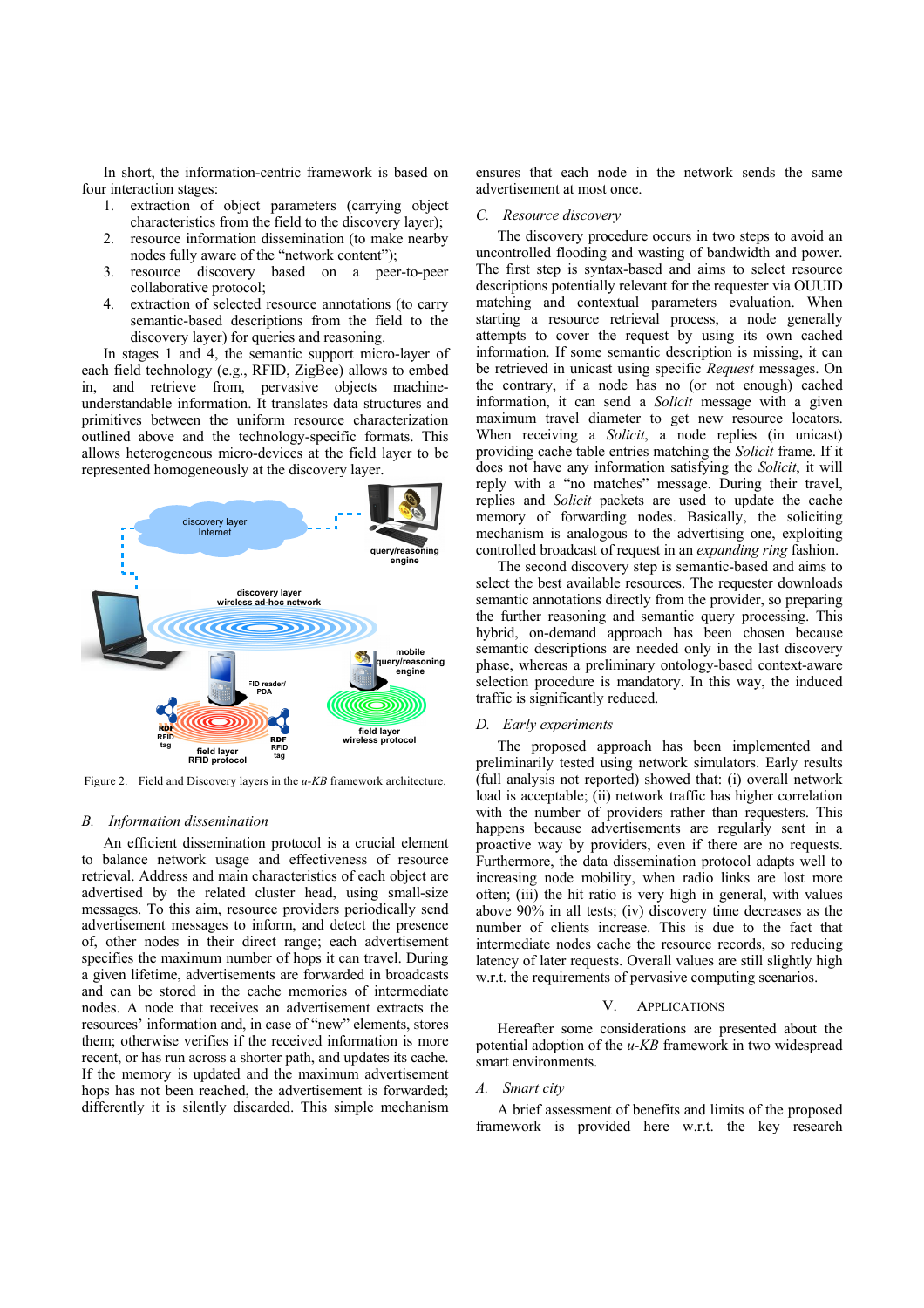In short, the information-centric framework is based on four interaction stages:

1. extraction of object parameters (carrying object characteristics from the field to the discovery layer);
2. resource information dissemination (to make nearby nodes fully aware of the "network content");
3. resource discovery based on a peer-to-peer collaborative protocol;
4. extraction of selected resource annotations (to carry semantic-based descriptions from the field to the discovery layer) for queries and reasoning.

In stages 1 and 4, the semantic support micro-layer of each field technology (e.g., RFID, ZigBee) allows to embed in, and retrieve from, pervasive objects machine-understandable information. It translates data structures and primitives between the uniform resource characterization outlined above and the technology-specific formats. This allows heterogeneous micro-devices at the field layer to be represented homogeneously at the discovery layer.

Figure 2. Field and Discovery layers in the *u-KB* framework architecture.

### B. Information dissemination

An efficient dissemination protocol is a crucial element to balance network usage and effectiveness of resource retrieval. Address and main characteristics of each object are advertised by the related cluster head, using small-size messages. To this aim, resource providers periodically send advertisement messages to inform, and detect the presence of, other nodes in their direct range; each advertisement specifies the maximum number of hops it can travel. During a given lifetime, advertisements are forwarded in broadcasts and can be stored in the cache memories of intermediate nodes. A node that receives an advertisement extracts the resources' information and, in case of "new" elements, stores them; otherwise verifies if the received information is more recent, or has run across a shorter path, and updates its cache. If the memory is updated and the maximum advertisement hops has not been reached, the advertisement is forwarded; differently it is silently discarded. This simple mechanism ensures that each node in the network sends the same advertisement at most once.

### C. Resource discovery

The discovery procedure occurs in two steps to avoid an uncontrolled flooding and wasting of bandwidth and power. The first step is syntax-based and aims to select resource descriptions potentially relevant for the requester via OUUID matching and contextual parameters evaluation. When starting a resource retrieval process, a node generally attempts to cover the request by using its own cached information. If some semantic description is missing, it can be retrieved in unicast using specific *Request* messages. On the contrary, if a node has no (or not enough) cached information, it can send a *Solicit* message with a given maximum travel diameter to get new resource locators. When receiving a *Solicit*, a node replies (in unicast) providing cache table entries matching the *Solicit* frame. If it does not have any information satisfying the *Solicit*, it will reply with a "no matches" message. During their travel, replies and *Solicit* packets are used to update the cache memory of forwarding nodes. Basically, the soliciting mechanism is analogous to the advertising one, exploiting controlled broadcast of request in an *expanding ring* fashion.

The second discovery step is semantic-based and aims to select the best available resources. The requester downloads semantic annotations directly from the provider, so preparing the further reasoning and semantic query processing. This hybrid, on-demand approach has been chosen because semantic descriptions are needed only in the last discovery phase, whereas a preliminary ontology-based context-aware selection procedure is mandatory. In this way, the induced traffic is significantly reduced.

### D. Early experiments

The proposed approach has been implemented and preliminarily tested using network simulators. Early results (full analysis not reported) showed that: (i) overall network load is acceptable; (ii) network traffic has higher correlation with the number of providers rather than requesters. This happens because advertisements are regularly sent in a proactive way by providers, even if there are no requests. Furthermore, the data dissemination protocol adapts well to increasing node mobility, when radio links are lost more often; (iii) the hit ratio is very high in general, with values above 90% in all tests; (iv) discovery time decreases as the number of clients increase. This is due to the fact that intermediate nodes cache the resource records, so reducing latency of later requests. Overall values are still slightly high w.r.t. the requirements of pervasive computing scenarios.

## V. Applications

Hereafter some considerations are presented about the potential adoption of the *u-KB* framework in two widespread smart environments.

### A. Smart city

A brief assessment of benefits and limits of the proposed framework is provided here w.r.t. the key research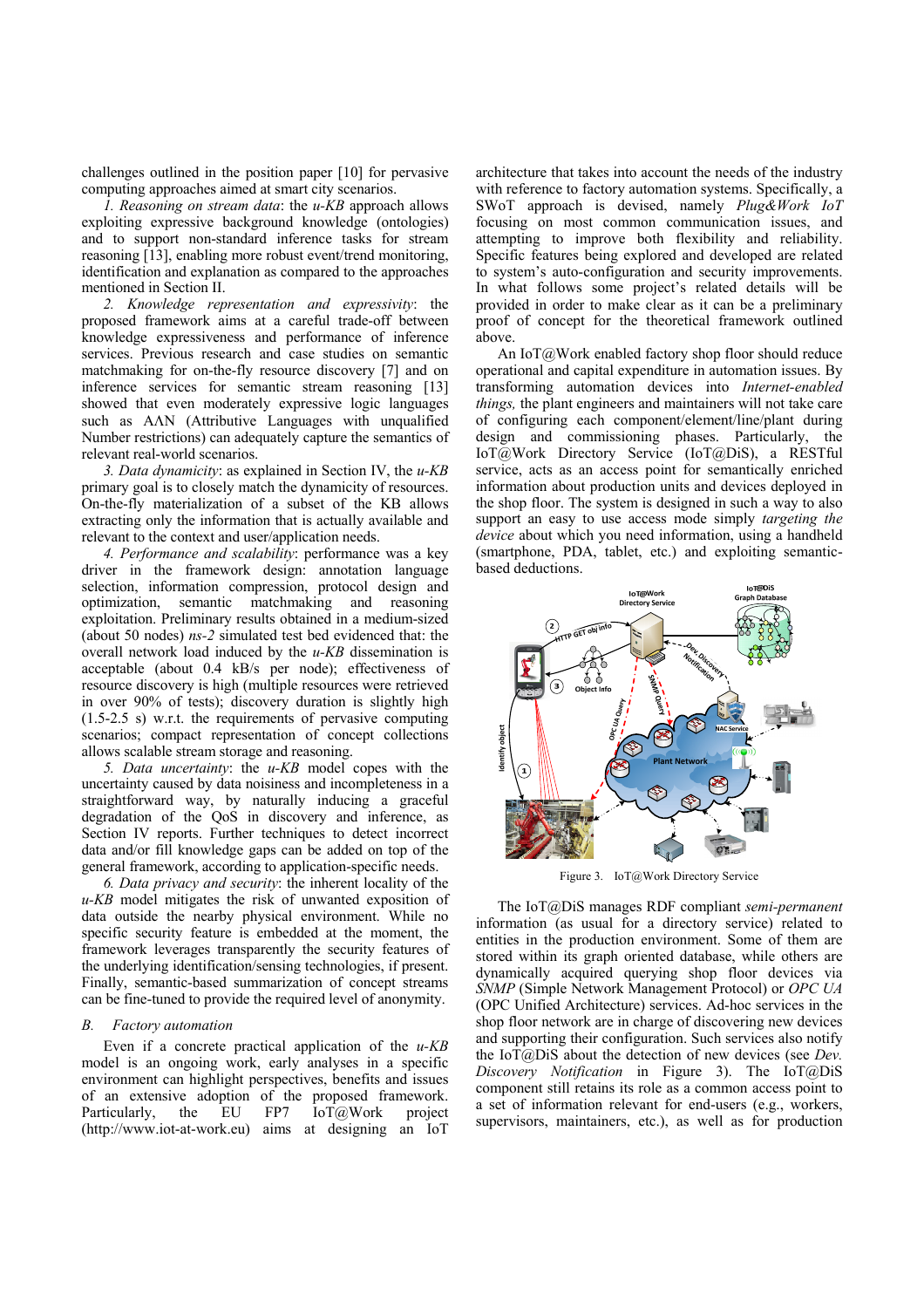challenges outlined in the position paper [10] for pervasive computing approaches aimed at smart city scenarios.

*1. Reasoning on stream data*: the *u-KB* approach allows exploiting expressive background knowledge (ontologies) and to support non-standard inference tasks for stream reasoning [13], enabling more robust event/trend monitoring, identification and explanation as compared to the approaches mentioned in Section II.

*2. Knowledge representation and expressivity*: the proposed framework aims at a careful trade-off between knowledge expressiveness and performance of inference services. Previous research and case studies on semantic matchmaking for on-the-fly resource discovery [7] and on inference services for semantic stream reasoning [13] showed that even moderately expressive logic languages such as ALN (Attributive Languages with unqualified Number restrictions) can adequately capture the semantics of relevant real-world scenarios.

*3. Data dynamicity*: as explained in Section IV, the *u-KB* primary goal is to closely match the dynamicity of resources. On-the-fly materialization of a subset of the KB allows extracting only the information that is actually available and relevant to the context and user/application needs.

*4. Performance and scalability*: performance was a key driver in the framework design: annotation language selection, information compression, protocol design and optimization, semantic matchmaking and reasoning exploitation. Preliminary results obtained in a medium-sized (about 50 nodes) *ns-2* simulated test bed evidenced that: the overall network load induced by the *u-KB* dissemination is acceptable (about 0.4 kB/s per node); effectiveness of resource discovery is high (multiple resources were retrieved in over 90% of tests); discovery duration is slightly high (1.5-2.5 s) w.r.t. the requirements of pervasive computing scenarios; compact representation of concept collections allows scalable stream storage and reasoning.

*5. Data uncertainty*: the *u-KB* model copes with the uncertainty caused by data noisiness and incompleteness in a straightforward way, by naturally inducing a graceful degradation of the QoS in discovery and inference, as Section IV reports. Further techniques to detect incorrect data and/or fill knowledge gaps can be added on top of the general framework, according to application-specific needs.

*6. Data privacy and security*: the inherent locality of the *u-KB* model mitigates the risk of unwanted exposition of data outside the nearby physical environment. While no specific security feature is embedded at the moment, the framework leverages transparently the security features of the underlying identification/sensing technologies, if present. Finally, semantic-based summarization of concept streams can be fine-tuned to provide the required level of anonymity.

### B. Factory automation

Even if a concrete practical application of the *u-KB* model is an ongoing work, early analyses in a specific environment can highlight perspectives, benefits and issues of an extensive adoption of the proposed framework. Particularly, the EU FP7 IoT@Work project (http://www.iot-at-work.eu) aims at designing an IoT architecture that takes into account the needs of the industry with reference to factory automation systems. Specifically, a SWoT approach is devised, namely *Plug&Work IoT* focusing on most common communication issues, and attempting to improve both flexibility and reliability. Specific features being explored and developed are related to system's auto-configuration and security improvements. In what follows some project's related details will be provided in order to make clear as it can be a preliminary proof of concept for the theoretical framework outlined above.

An IoT@Work enabled factory shop floor should reduce operational and capital expenditure in automation issues. By transforming automation devices into *Internet-enabled things,* the plant engineers and maintainers will not take care of configuring each component/element/line/plant during design and commissioning phases. Particularly, the IoT@Work Directory Service (IoT@DiS), a RESTful service, acts as an access point for semantically enriched information about production units and devices deployed in the shop floor. The system is designed in such a way to also support an easy to use access mode simply *targeting the device* about which you need information, using a handheld (smartphone, PDA, tablet, etc.) and exploiting semantic-based deductions.

Figure 3. IoT@Work Directory Service

The IoT@DiS manages RDF compliant *semi-permanent* information (as usual for a directory service) related to entities in the production environment. Some of them are stored within its graph oriented database, while others are dynamically acquired querying shop floor devices via *SNMP* (Simple Network Management Protocol) or *OPC UA* (OPC Unified Architecture) services. Ad-hoc services in the shop floor network are in charge of discovering new devices and supporting their configuration. Such services also notify the IoT@DiS about the detection of new devices (see *Dev. Discovery Notification* in Figure 3). The IoT@DiS component still retains its role as a common access point to a set of information relevant for end-users (e.g., workers, supervisors, maintainers, etc.), as well as for production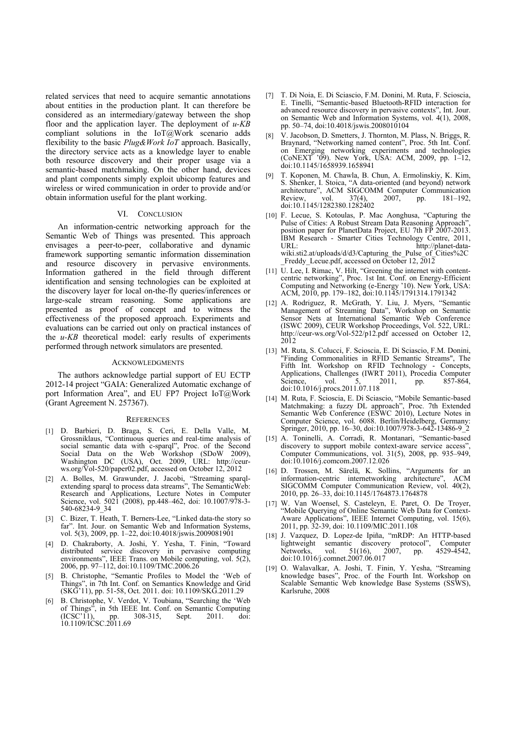related services that need to acquire semantic annotations about entities in the production plant. It can therefore be considered as an intermediary/gateway between the shop floor and the application layer. The deployment of *u-KB* compliant solutions in the IoT@Work scenario adds flexibility to the basic *Plug&Work IoT* approach. Basically, the directory service acts as a knowledge layer to enable both resource discovery and their proper usage via a semantic-based matchmaking. On the other hand, devices and plant components simply exploit ubicomp features and wireless or wired communication in order to provide and/or obtain information useful for the plant working.

## VI. Conclusion

An information-centric networking approach for the Semantic Web of Things was presented. This approach envisages a peer-to-peer, collaborative and dynamic framework supporting semantic information dissemination and resource discovery in pervasive environments. Information gathered in the field through different identification and sensing technologies can be exploited at the discovery layer for local on-the-fly queries/inferences or large-scale stream reasoning. Some applications are presented as proof of concept and to witness the effectiveness of the proposed approach. Experiments and evaluations can be carried out only on practical instances of the *u-KB* theoretical model: early results of experiments performed through network simulators are presented.

## Acknowledgments

The authors acknowledge partial support of EU ECTP 2012-14 project "GAIA: Generalized Automatic exchange of port Information Area", and EU FP7 Project IoT@Work (Grant Agreement N. 257367).

## References

[1] D. Barbieri, D. Braga, S. Ceri, E. Della Valle, M. Grossniklaus, "Continuous queries and real-time analysis of social semantic data with c-sparql", Proc. of the Second Social Data on the Web Workshop (SDoW 2009), Washington DC (USA), Oct. 2009, URL: http://ceur-ws.org/Vol-520/paper02.pdf, accessed on October 12, 2012

[2] A. Bolles, M. Grawunder, J. Jacobi, "Streaming sparql-extending sparql to process data streams", The SemanticWeb: Research and Applications, Lecture Notes in Computer Science, vol. 5021 (2008), pp.448–462, doi: 10.1007/978-3-540-68234-9_34

[3] C. Bizer, T. Heath, T. Berners-Lee, "Linked data-the story so far". Int. Jour. on Semantic Web and Information Systems, vol. 5(3), 2009, pp. 1–22, doi:10.4018/jswis.2009081901

[4] D. Chakraborty, A. Joshi, Y. Yesha, T. Finin, "Toward distributed service discovery in pervasive computing environments", IEEE Trans. on Mobile computing, vol. 5(2), 2006, pp. 97–112, doi:10.1109/TMC.2006.26

[5] B. Christophe, "Semantic Profiles to Model the 'Web of Things", in 7th Int. Conf. on Semantics Knowledge and Grid (SKG'11), pp. 51-58, Oct. 2011. doi: 10.1109/SKG.2011.29

[6] B. Christophe, V. Verdot, V. Toubiana, "Searching the 'Web of Things", in 5th IEEE Int. Conf. on Semantic Computing (ICSC'11), pp. 308-315, Sept. 2011. doi: 10.1109/ICSC.2011.69

[7] T. Di Noia, E. Di Sciascio, F.M. Donini, M. Ruta, F. Scioscia, E. Tinelli, "Semantic-based Bluetooth-RFID interaction for advanced resource discovery in pervasive contexts", Int. Jour. on Semantic Web and Information Systems, vol. 4(1), 2008, pp. 50–74, doi:10.4018/jswis.2008010104

[8] V. Jacobson, D. Smetters, J. Thornton, M. Plass, N. Briggs, R. Braynard, "Networking named content", Proc. 5th Int. Conf. on Emerging networking experiments and technologies (CoNEXT '09). New York, USA: ACM, 2009, pp. 1–12, doi:10.1145/1658939.1658941

[9] T. Koponen, M. Chawla, B. Chun, A. Ermolinskiy, K. Kim, S. Shenker, I. Stoica, "A data-oriented (and beyond) network architecture", ACM SIGCOMM Computer Communication Review, vol. 37(4), 2007, pp. 181–192, doi:10.1145/1282380.1282402

[10] F. Lecue, S. Kotoulas, P. Mac Aonghusa, "Capturing the Pulse of Cities: A Robust Stream Data Reasoning Approach", position paper for PlanetData Project, EU 7th FP 2007-2013. IBM Research - Smarter Cities Technology Centre, 2011, URL: http://planet-data-wiki.sti2.at/uploads/d/d3/Capturing_the_Pulse_of_Cities%2C_Freddy_Lecue.pdf, accessed on October 12, 2012

[11] U. Lee, I. Rimac, V. Hilt, "Greening the internet with content-centric networking", Proc. 1st Int. Conf. on Energy-Efficient Computing and Networking (e-Energy '10). New York, USA: ACM, 2010, pp. 179–182, doi:10.1145/1791314.1791342

[12] A. Rodriguez, R. McGrath, Y. Liu, J. Myers, "Semantic Management of Streaming Data", Workshop on Semantic Sensor Nets at International Semantic Web Conference (ISWC 2009), CEUR Workshop Proceedings, Vol. 522, URL: http://ceur-ws.org/Vol-522/p12.pdf accessed on October 12, 2012

[13] M. Ruta, S. Colucci, F. Scioscia, E. Di Sciascio, F.M. Donini, "Finding Commonalities in RFID Semantic Streams", The Fifth Int. Workshop on RFID Technology - Concepts, Applications, Challenges (IWRT 2011), Procedia Computer Science, vol. 5, 2011, pp. 857-864, doi:10.1016/j.procs.2011.07.118

[14] M. Ruta, F. Scioscia, E. Di Sciascio, "Mobile Semantic-based Matchmaking: a fuzzy DL approach", Proc. 7th Extended Semantic Web Conference (ESWC 2010), Lecture Notes in Computer Science, vol. 6088. Berlin/Heidelberg, Germany: Springer, 2010, pp. 16–30, doi:10.1007/978-3-642-13486-9_2

[15] A. Toninelli, A. Corradi, R. Montanari, "Semantic-based discovery to support mobile context-aware service access", Computer Communications, vol. 31(5), 2008, pp. 935–949, doi:10.1016/j.comcom.2007.12.026

[16] D. Trossen, M. Särelä, K. Sollins, "Arguments for an information-centric internetworking architecture", ACM SIGCOMM Computer Communication Review, vol. 40(2), 2010, pp. 26–33, doi:10.1145/1764873.1764878

[17] W. Van Woensel, S. Casteleyn, E. Paret, O. De Troyer, "Mobile Querying of Online Semantic Web Data for Context-Aware Applications", IEEE Internet Computing, vol. 15(6), 2011, pp. 32-39, doi: 10.1109/MIC.2011.108

[18] J. Vazquez, D. Lopez-de Ipiña, "mRDP: An HTTP-based lightweight semantic discovery protocol", Computer Networks, vol. 51(16), 2007, pp. 4529-4542, doi:10.1016/j.comnet.2007.06.017

[19] O. Walavalkar, A. Joshi, T. Finin, Y. Yesha, "Streaming knowledge bases", Proc. of the Fourth Int. Workshop on Scalable Semantic Web knowledge Base Systems (SSWS), Karlsruhe, 2008